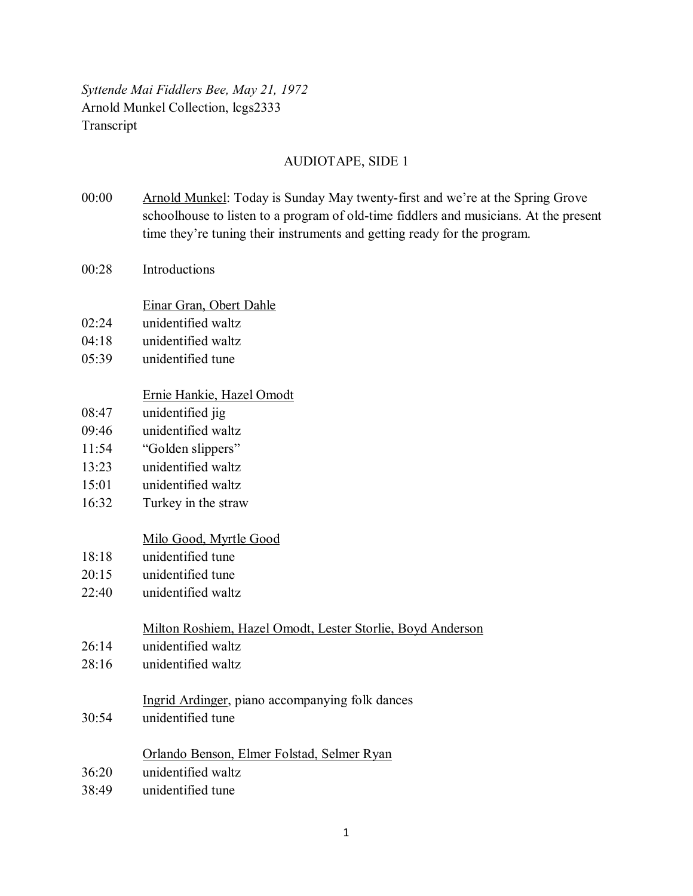*Syttende Mai Fiddlers Bee, May 21, 1972*
Arnold Munkel Collection, lcgs2333
Transcript

## AUDIOTAPE, SIDE 1

00:00 Arnold Munkel: Today is Sunday May twenty-first and we're at the Spring Grove schoolhouse to listen to a program of old-time fiddlers and musicians. At the present time they're tuning their instruments and getting ready for the program.

00:28 Introductions

Einar Gran, Obert Dahle

02:24 unidentified waltz
04:18 unidentified waltz
05:39 unidentified tune

Ernie Hankie, Hazel Omodt

08:47 unidentified jig
09:46 unidentified waltz
11:54 "Golden slippers"
13:23 unidentified waltz
15:01 unidentified waltz
16:32 Turkey in the straw

Milo Good, Myrtle Good

18:18 unidentified tune
20:15 unidentified tune
22:40 unidentified waltz

Milton Roshiem, Hazel Omodt, Lester Storlie, Boyd Anderson

26:14 unidentified waltz
28:16 unidentified waltz

Ingrid Ardinger, piano accompanying folk dances

30:54 unidentified tune

Orlando Benson, Elmer Folstad, Selmer Ryan

36:20 unidentified waltz
38:49 unidentified tune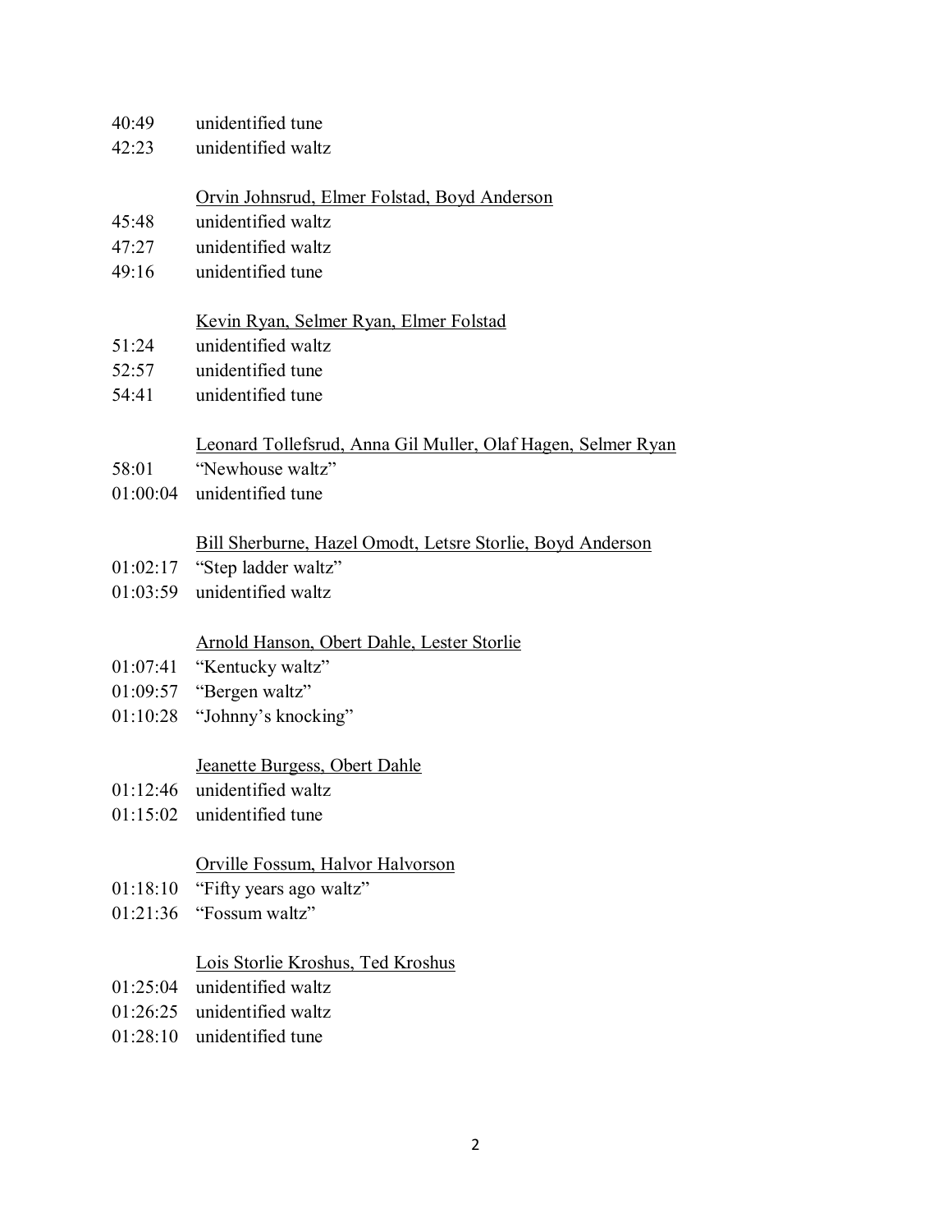40:49 unidentified tune
42:23 unidentified waltz

<u>Orvin Johnsrud, Elmer Folstad, Boyd Anderson</u>

45:48 unidentified waltz
47:27 unidentified waltz
49:16 unidentified tune

<u>Kevin Ryan, Selmer Ryan, Elmer Folstad</u>

51:24 unidentified waltz
52:57 unidentified tune
54:41 unidentified tune

<u>Leonard Tollefsrud, Anna Gil Muller, Olaf Hagen, Selmer Ryan</u>

58:01 "Newhouse waltz"
01:00:04 unidentified tune

<u>Bill Sherburne, Hazel Omodt, Letsre Storlie, Boyd Anderson</u>

01:02:17 "Step ladder waltz"
01:03:59 unidentified waltz

<u>Arnold Hanson, Obert Dahle, Lester Storlie</u>

01:07:41 "Kentucky waltz"
01:09:57 "Bergen waltz"
01:10:28 "Johnny's knocking"

<u>Jeanette Burgess, Obert Dahle</u>

01:12:46 unidentified waltz
01:15:02 unidentified tune

<u>Orville Fossum, Halvor Halvorson</u>

01:18:10 "Fifty years ago waltz"
01:21:36 "Fossum waltz"

<u>Lois Storlie Kroshus, Ted Kroshus</u>

01:25:04 unidentified waltz
01:26:25 unidentified waltz
01:28:10 unidentified tune